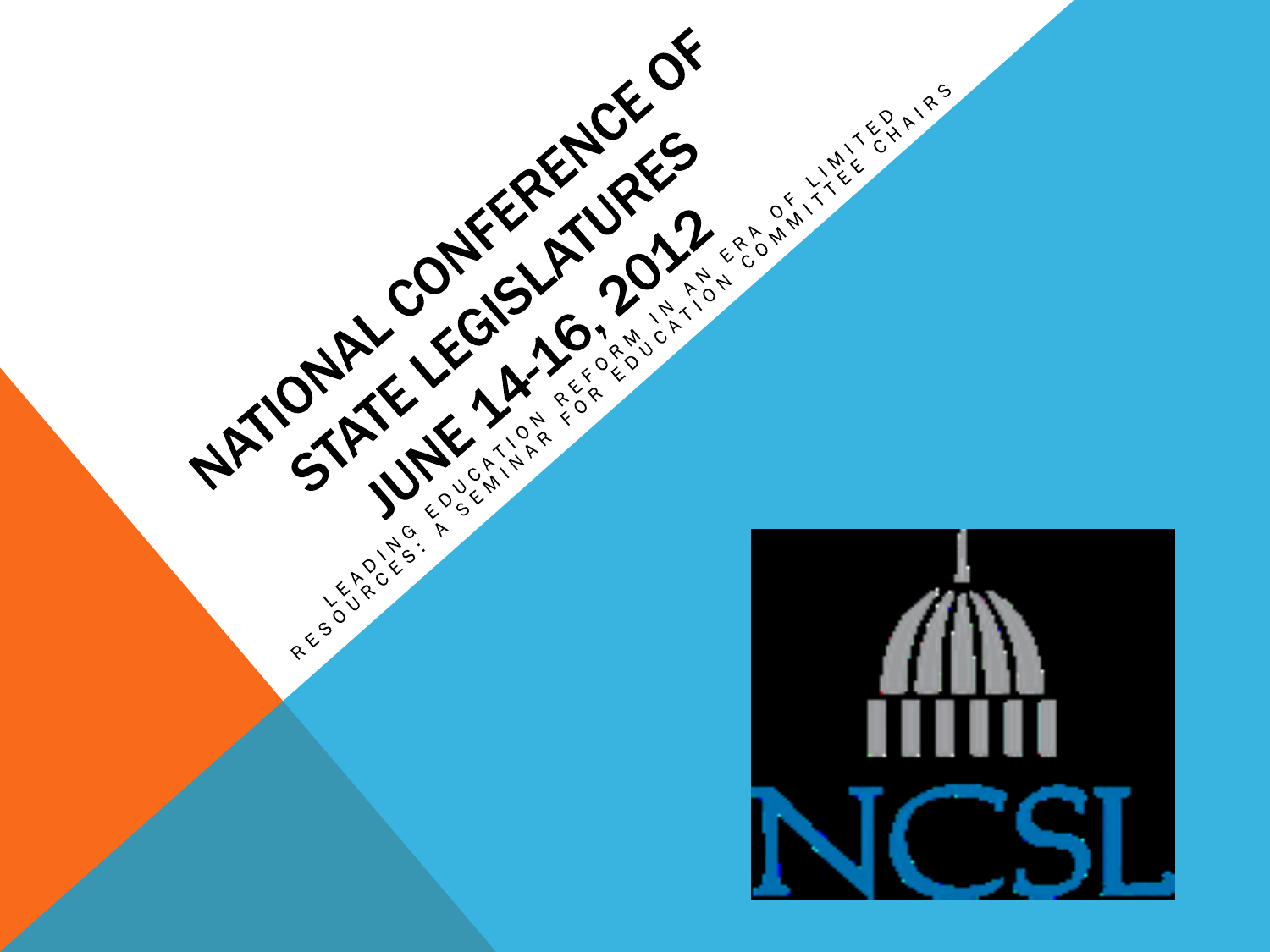# NATIONAL CONFERENCE OF STATE LEGISLATURES JUNE 14-16, 2012

LEADING EDUCATION REFORM IN AN ERA OF LIMITED RESOURCES: A SEMINAR FOR EDUCATION COMMITTEE CHAIRS

NCSL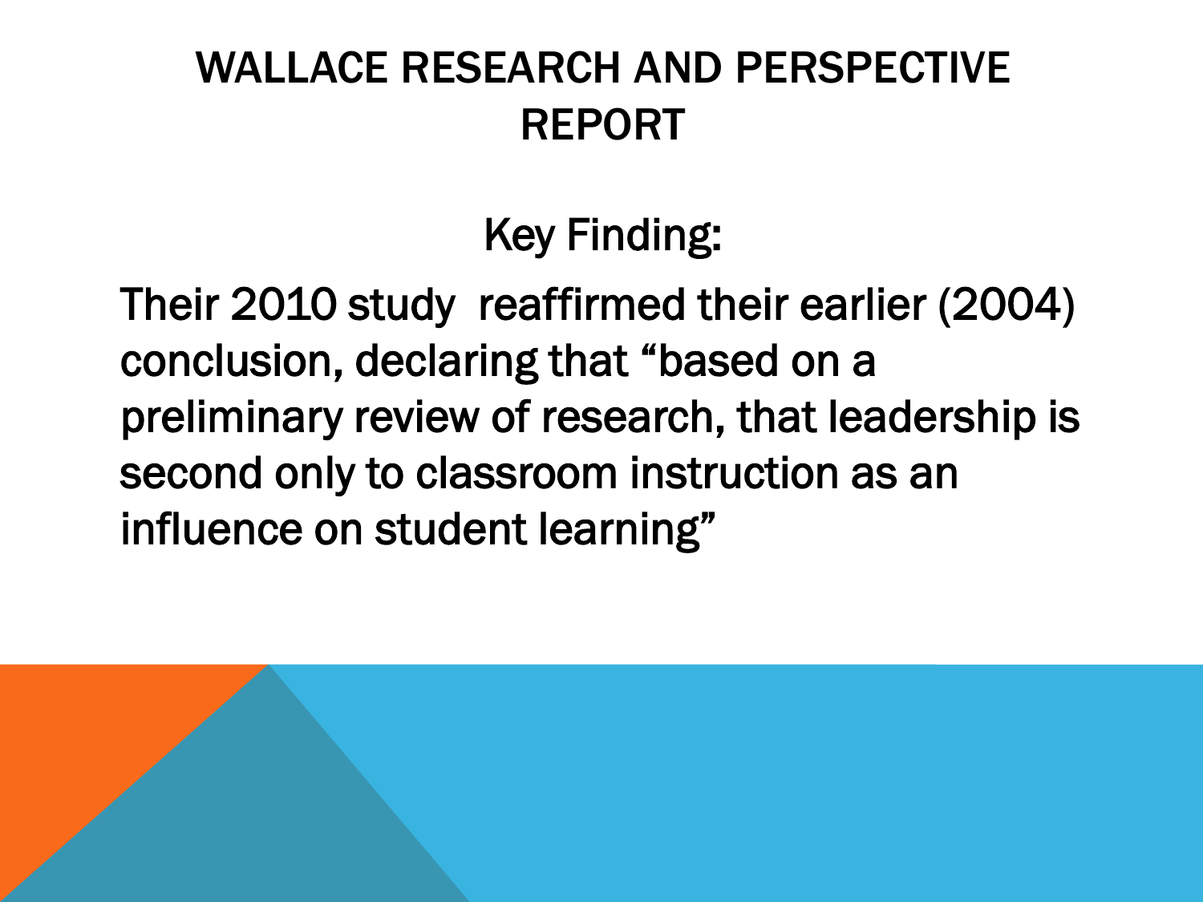# WALLACE RESEARCH AND PERSPECTIVE REPORT

Key Finding:

Their 2010 study  reaffirmed their earlier (2004) conclusion, declaring that “based on a preliminary review of research, that leadership is second only to classroom instruction as an influence on student learning”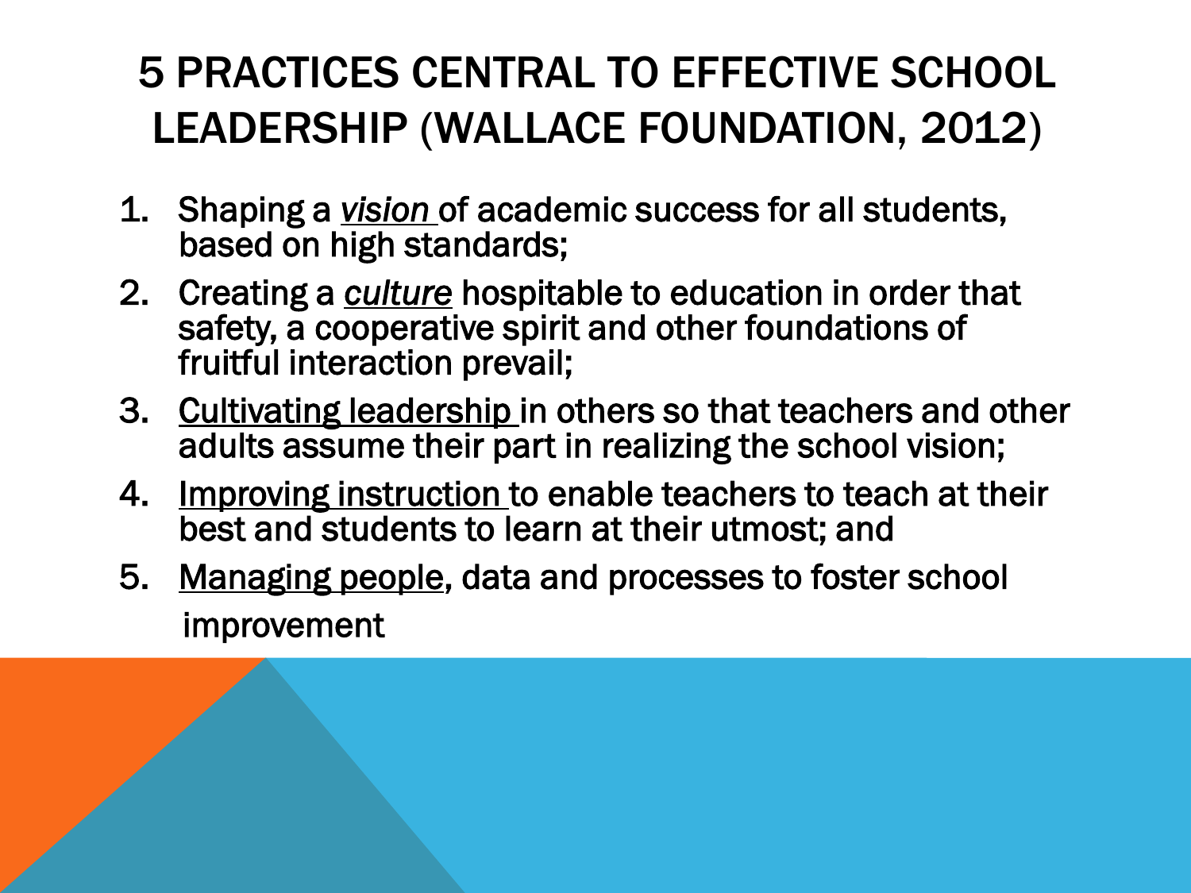# 5 PRACTICES CENTRAL TO EFFECTIVE SCHOOL LEADERSHIP (WALLACE FOUNDATION, 2012)

1. Shaping a *vision* of academic success for all students, based on high standards;
2. Creating a *culture* hospitable to education in order that safety, a cooperative spirit and other foundations of fruitful interaction prevail;
3. Cultivating leadership in others so that teachers and other adults assume their part in realizing the school vision;
4. Improving instruction to enable teachers to teach at their best and students to learn at their utmost; and
5. Managing people, data and processes to foster school improvement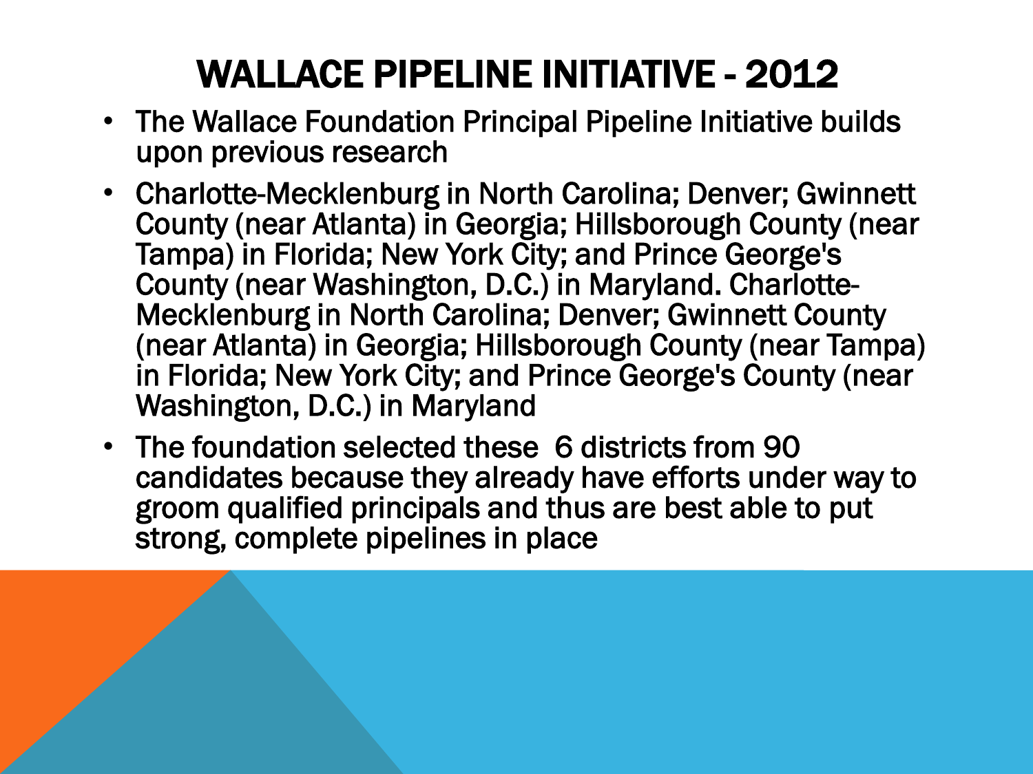# WALLACE PIPELINE INITIATIVE - 2012

- The Wallace Foundation Principal Pipeline Initiative builds upon previous research
- Charlotte-Mecklenburg in North Carolina; Denver; Gwinnett County (near Atlanta) in Georgia; Hillsborough County (near Tampa) in Florida; New York City; and Prince George's County (near Washington, D.C.) in Maryland. Charlotte-Mecklenburg in North Carolina; Denver; Gwinnett County (near Atlanta) in Georgia; Hillsborough County (near Tampa) in Florida; New York City; and Prince George's County (near Washington, D.C.) in Maryland
- The foundation selected these 6 districts from 90 candidates because they already have efforts under way to groom qualified principals and thus are best able to put strong, complete pipelines in place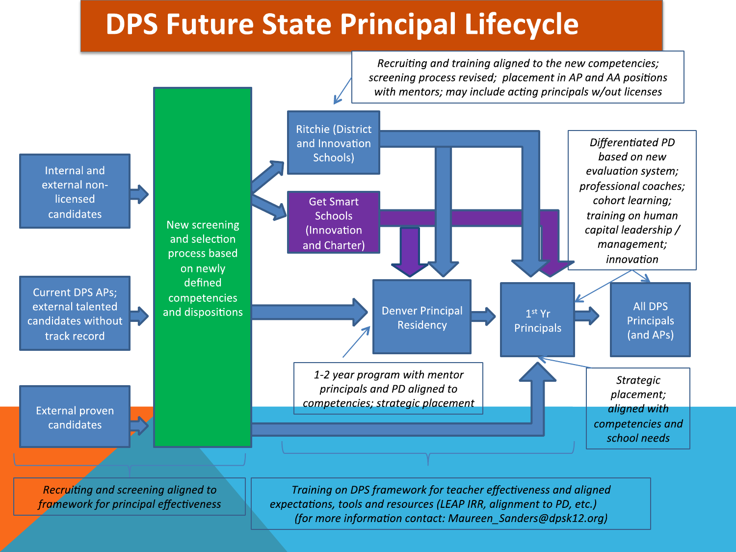# DPS Future State Principal Lifecycle

*Recruiting and training aligned to the new competencies; screening process revised; placement in AP and AA positions with mentors; may include acting principals w/out licenses*

Internal and external non-licensed candidates

Current DPS APs; external talented candidates without track record

External proven candidates

New screening and selection process based on newly defined competencies and dispositions

Ritchie (District and Innovation Schools)

Get Smart Schools (Innovation and Charter)

Denver Principal Residency

1st Yr Principals

All DPS Principals (and APs)

*Differentiated PD based on new evaluation system; professional coaches; cohort learning; training on human capital leadership / management; innovation*

*1-2 year program with mentor principals and PD aligned to competencies; strategic placement*

*Strategic placement; aligned with competencies and school needs*

*Recruiting and screening aligned to framework for principal effectiveness*

*Training on DPS framework for teacher effectiveness and aligned expectations, tools and resources (LEAP IRR, alignment to PD, etc.) (for more information contact: Maureen_Sanders@dpsk12.org)*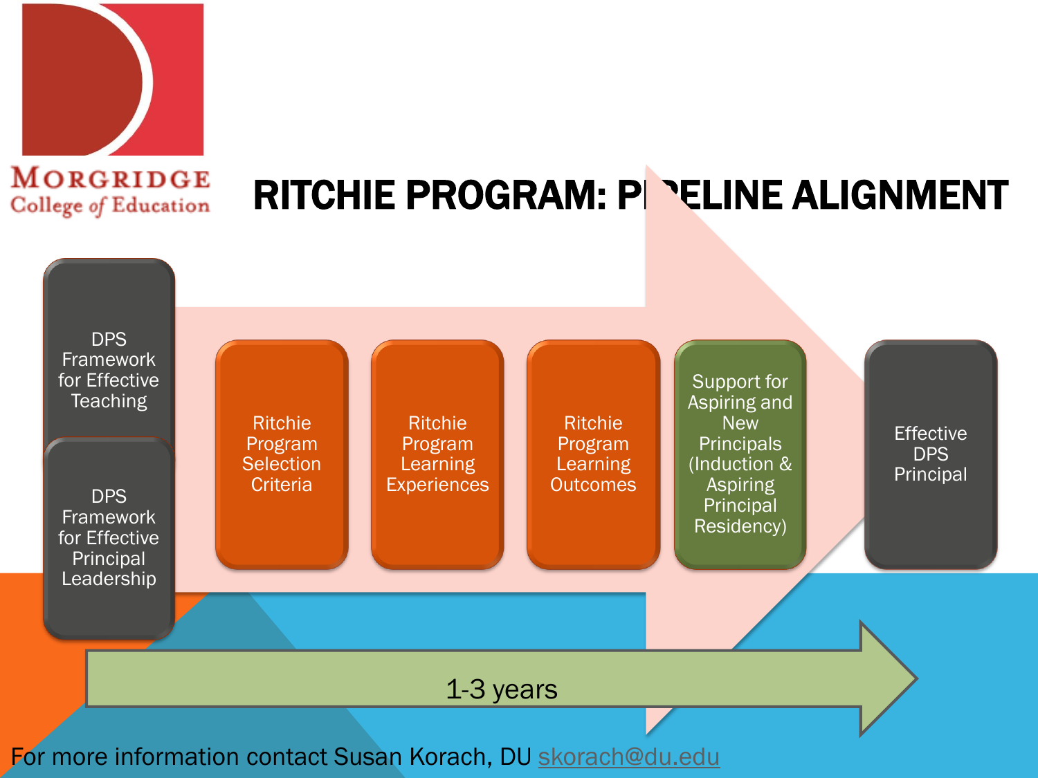Morgridge College of Education

# RITCHIE PROGRAM: PIPELINE ALIGNMENT

- DPS Framework for Effective Teaching
- DPS Framework for Effective Principal Leadership
- Ritchie Program Selection Criteria
- Ritchie Program Learning Experiences
- Ritchie Program Learning Outcomes
- Support for Aspiring and New Principals (Induction & Aspiring Principal Residency)
- Effective DPS Principal

1-3 years

For more information contact Susan Korach, DU skorach@du.edu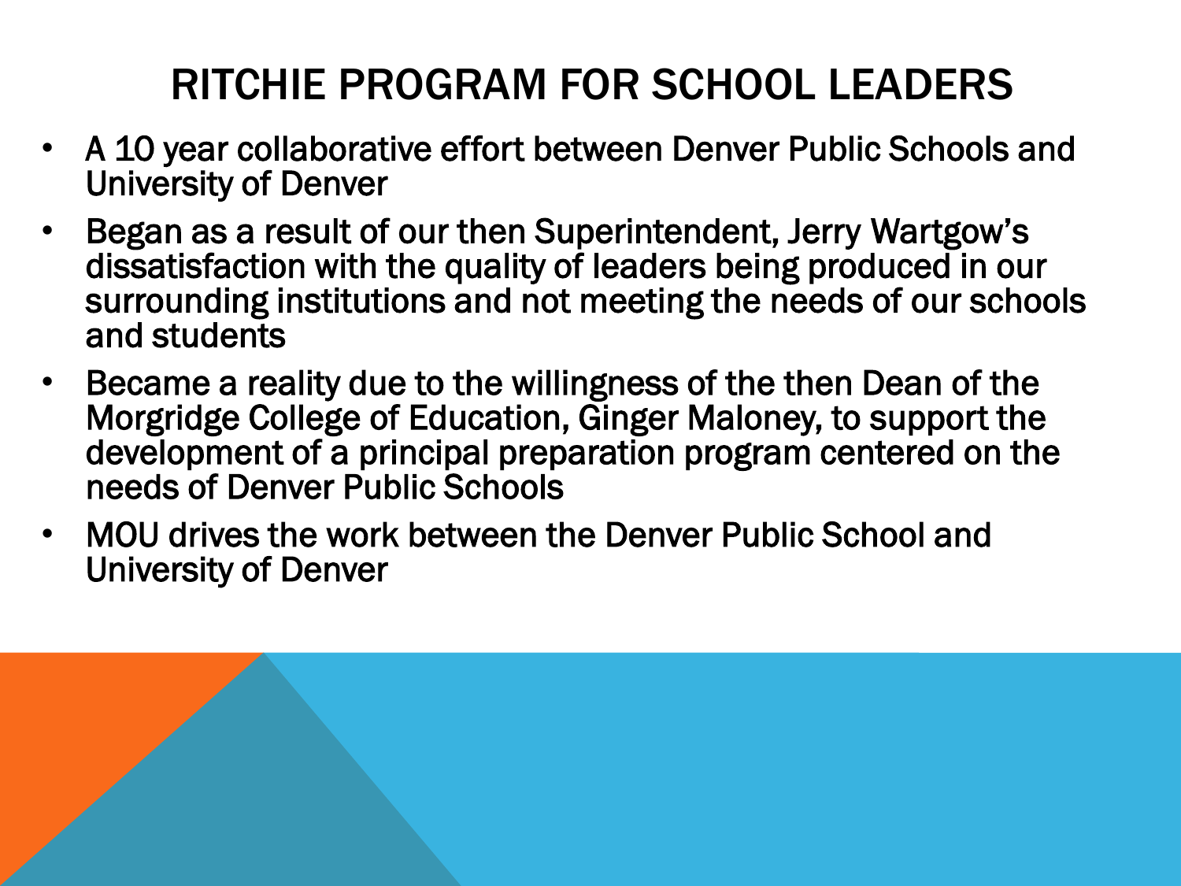# RITCHIE PROGRAM FOR SCHOOL LEADERS

- A 10 year collaborative effort between Denver Public Schools and University of Denver
- Began as a result of our then Superintendent, Jerry Wartgow's dissatisfaction with the quality of leaders being produced in our surrounding institutions and not meeting the needs of our schools and students
- Became a reality due to the willingness of the then Dean of the Morgridge College of Education, Ginger Maloney, to support the development of a principal preparation program centered on the needs of Denver Public Schools
- MOU drives the work between the Denver Public School and University of Denver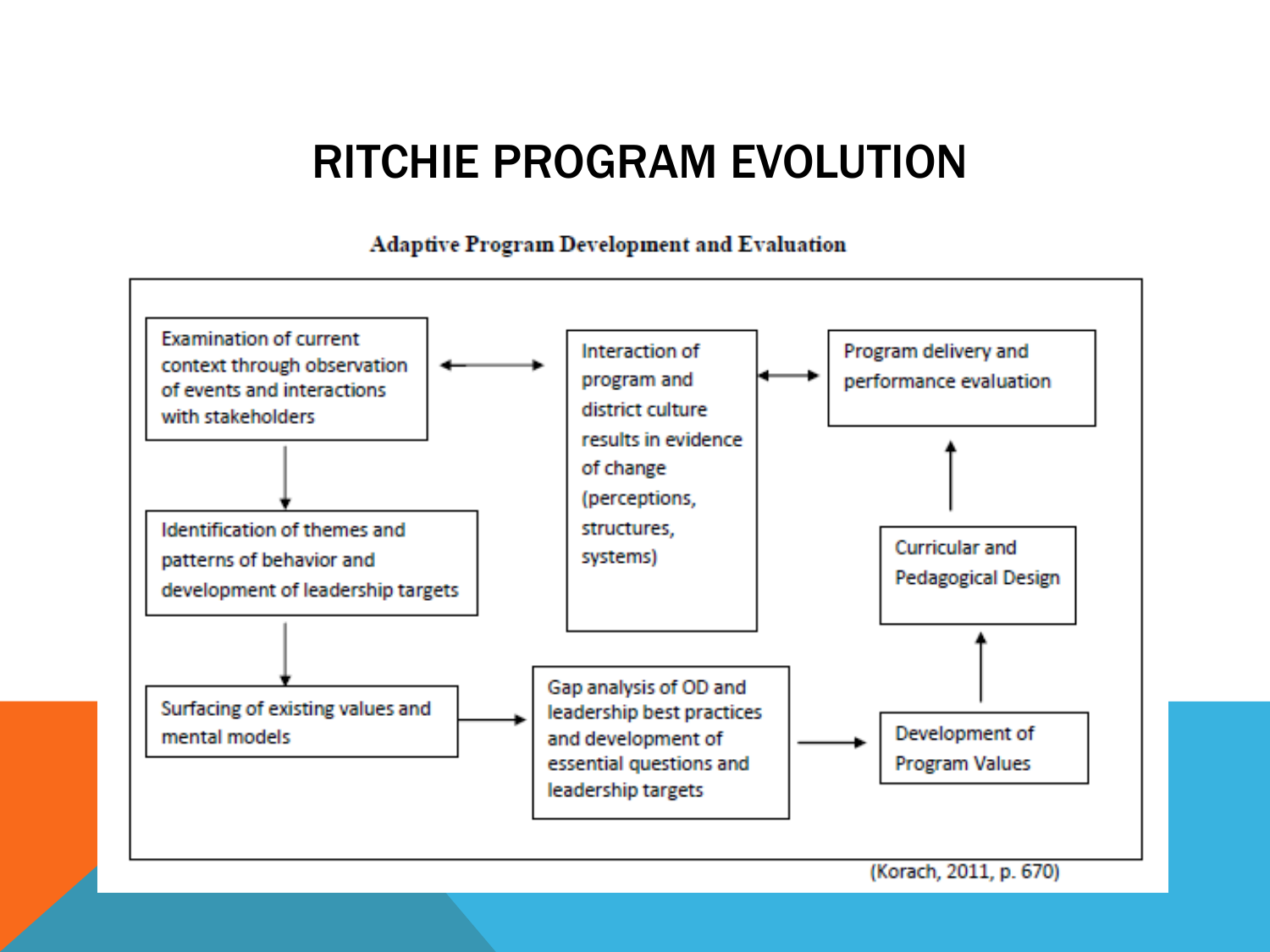# RITCHIE PROGRAM EVOLUTION

**Adaptive Program Development and Evaluation**

- Examination of current context through observation of events and interactions with stakeholders
- Identification of themes and patterns of behavior and development of leadership targets
- Surfacing of existing values and mental models
- Gap analysis of OD and leadership best practices and development of essential questions and leadership targets
- Development of Program Values
- Curricular and Pedagogical Design
- Program delivery and performance evaluation
- Interaction of program and district culture results in evidence of change (perceptions, structures, systems)

(Korach, 2011, p. 670)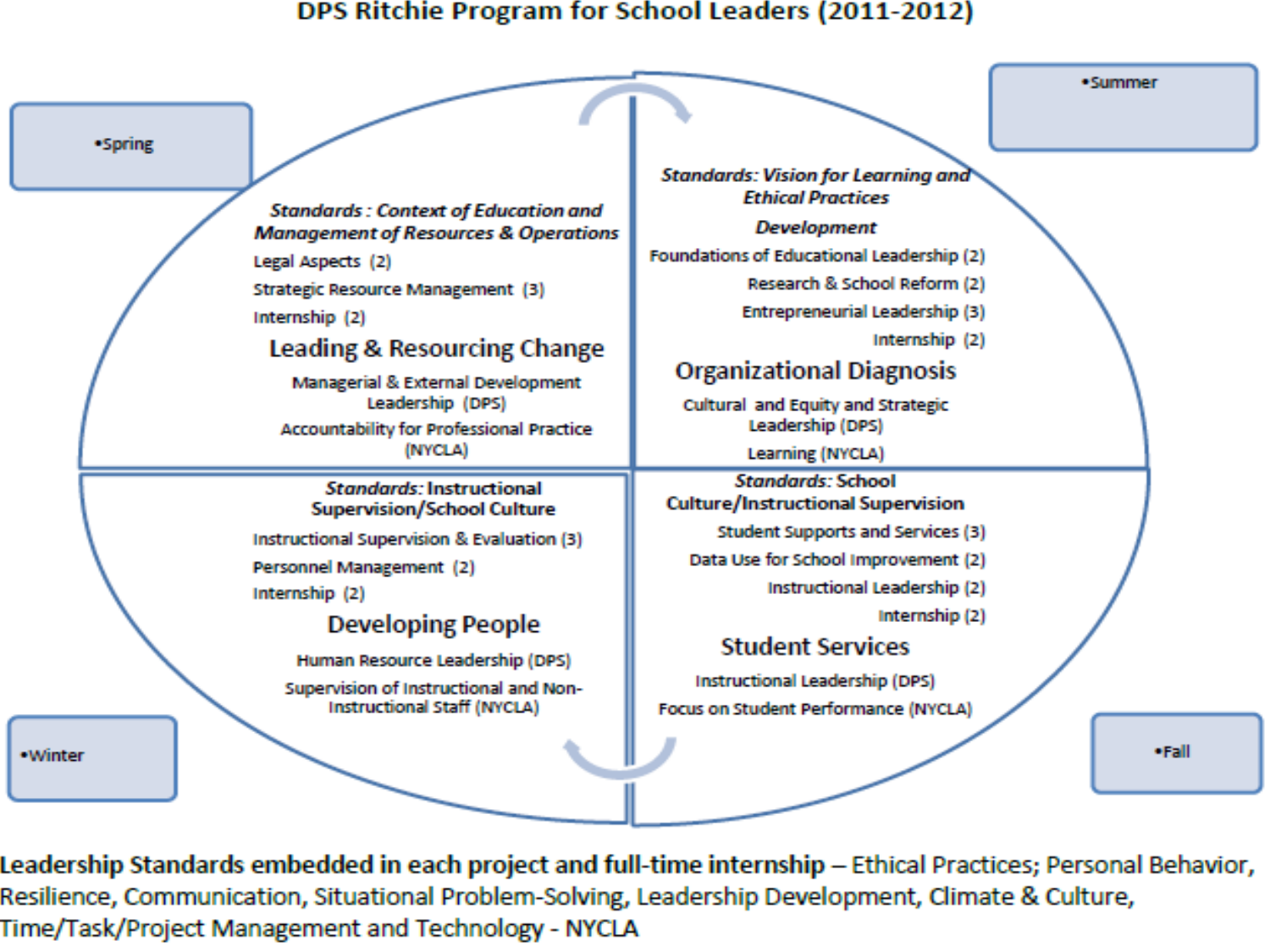# DPS Ritchie Program for School Leaders (2011-2012)

- Spring

*Standards : Context of Education and Management of Resources & Operations*

Legal Aspects (2)

Strategic Resource Management (3)

Internship (2)

## Leading & Resourcing Change

Managerial & External Development Leadership (DPS)

Accountability for Professional Practice (NYCLA)

- Summer

*Standards: Vision for Learning and Ethical Practices*

***Development***

Foundations of Educational Leadership (2)

Research & School Reform (2)

Entrepreneurial Leadership (3)

Internship (2)

## Organizational Diagnosis

Cultural and Equity and Strategic Leadership (DPS)

Learning (NYCLA)

- Winter

***Standards:*** **Instructional Supervision/School Culture**

Instructional Supervision & Evaluation (3)

Personnel Management (2)

Internship (2)

## Developing People

Human Resource Leadership (DPS)

Supervision of Instructional and Non-Instructional Staff (NYCLA)

- Fall

***Standards:*** **School Culture/Instructional Supervision**

Student Supports and Services (3)

Data Use for School Improvement (2)

Instructional Leadership (2)

Internship (2)

## Student Services

Instructional Leadership (DPS)

Focus on Student Performance (NYCLA)

**Leadership Standards embedded in each project and full-time internship** – Ethical Practices; Personal Behavior, Resilience, Communication, Situational Problem-Solving, Leadership Development, Climate & Culture, Time/Task/Project Management and Technology - NYCLA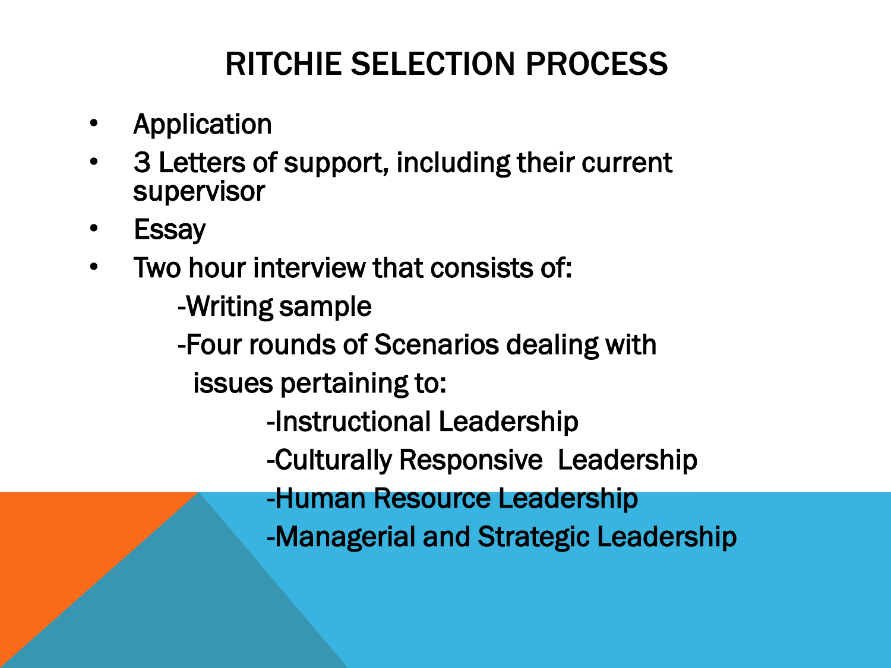# RITCHIE SELECTION PROCESS

- Application
- 3 Letters of support, including their current supervisor
- Essay
- Two hour interview that consists of:
  - -Writing sample
  - -Four rounds of Scenarios dealing with issues pertaining to:
    - -Instructional Leadership
    - -Culturally Responsive Leadership
    - -Human Resource Leadership
    - -Managerial and Strategic Leadership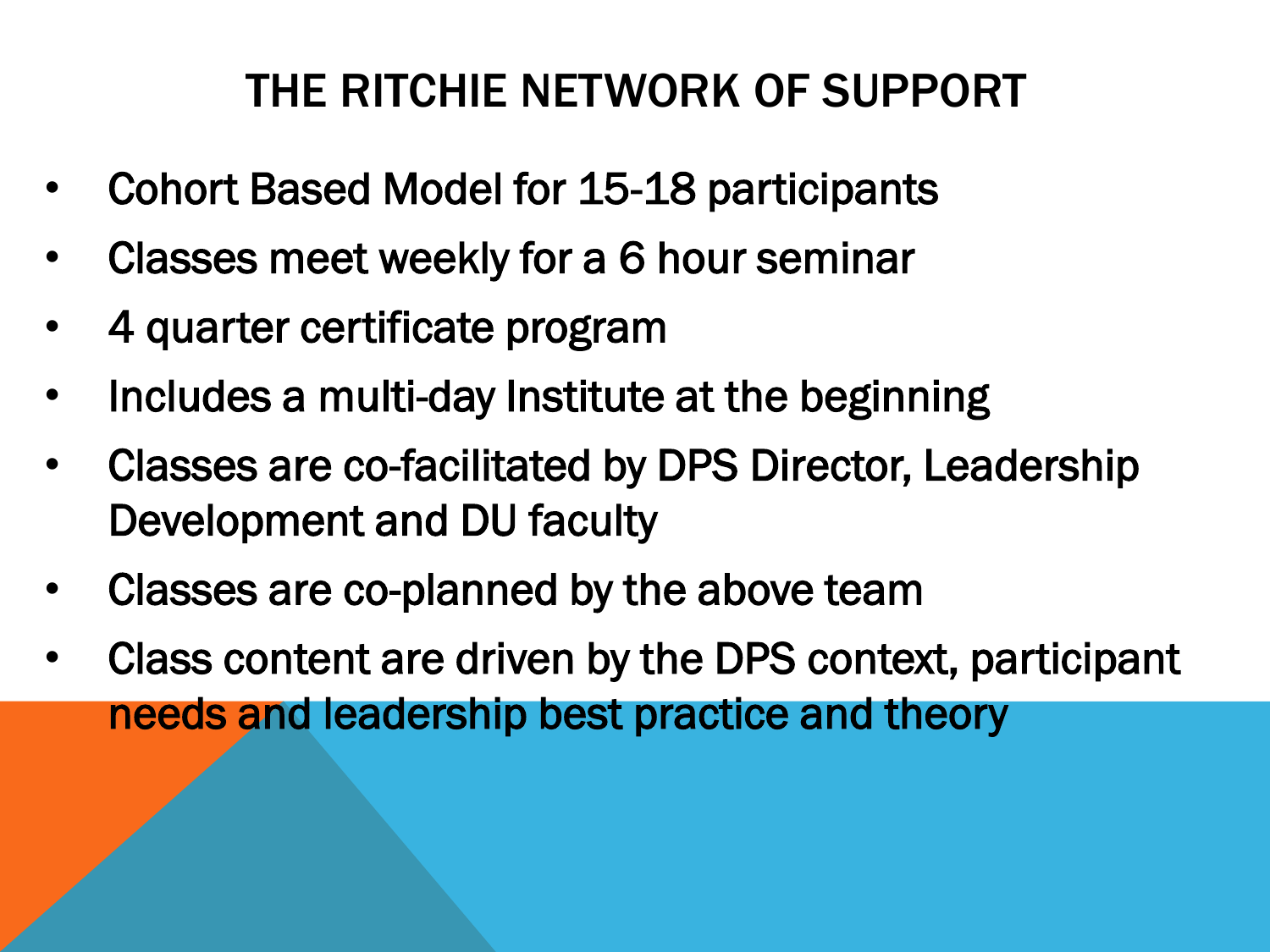# THE RITCHIE NETWORK OF SUPPORT

- Cohort Based Model for 15-18 participants
- Classes meet weekly for a 6 hour seminar
- 4 quarter certificate program
- Includes a multi-day Institute at the beginning
- Classes are co-facilitated by DPS Director, Leadership Development and DU faculty
- Classes are co-planned by the above team
- Class content are driven by the DPS context, participant needs and leadership best practice and theory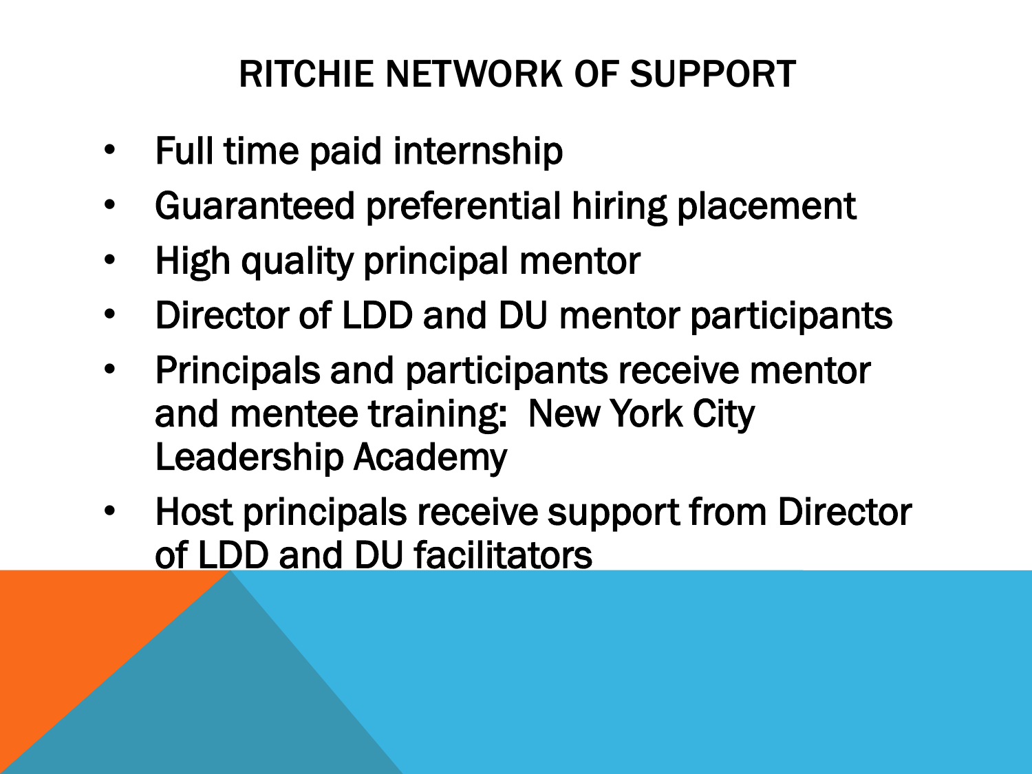# RITCHIE NETWORK OF SUPPORT

- Full time paid internship
- Guaranteed preferential hiring placement
- High quality principal mentor
- Director of LDD and DU mentor participants
- Principals and participants receive mentor and mentee training: New York City Leadership Academy
- Host principals receive support from Director of LDD and DU facilitators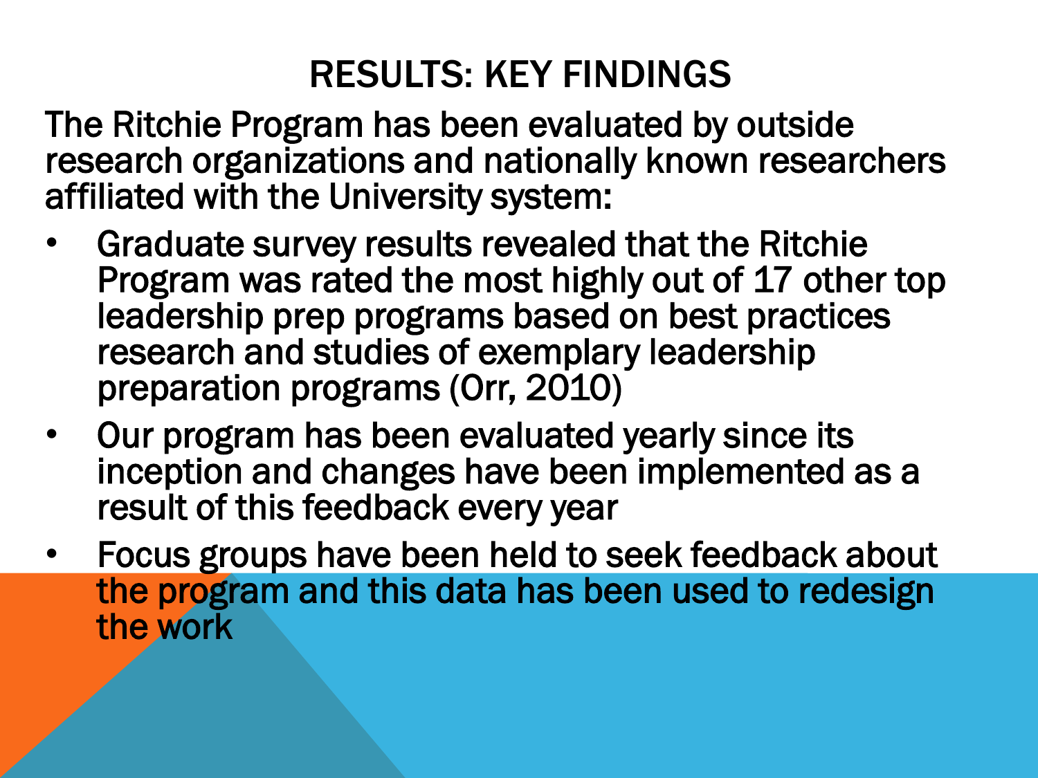# RESULTS: KEY FINDINGS

The Ritchie Program has been evaluated by outside research organizations and nationally known researchers affiliated with the University system:

- Graduate survey results revealed that the Ritchie Program was rated the most highly out of 17 other top leadership prep programs based on best practices research and studies of exemplary leadership preparation programs (Orr, 2010)
- Our program has been evaluated yearly since its inception and changes have been implemented as a result of this feedback every year
- Focus groups have been held to seek feedback about the program and this data has been used to redesign the work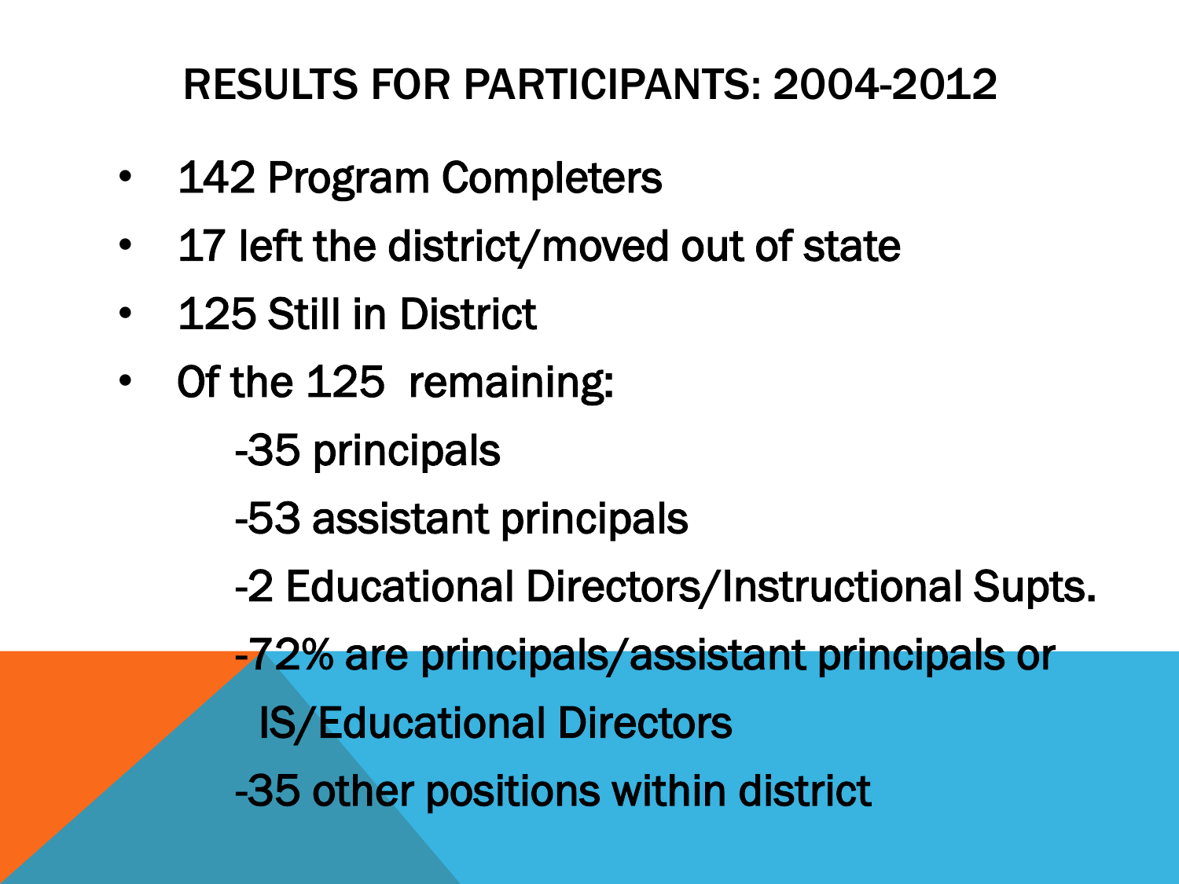# RESULTS FOR PARTICIPANTS: 2004-2012

- 142 Program Completers
- 17 left the district/moved out of state
- 125 Still in District
- Of the 125 remaining:
  - -35 principals
  - -53 assistant principals
  - -2 Educational Directors/Instructional Supts.
  - -72% are principals/assistant principals or IS/Educational Directors
  - -35 other positions within district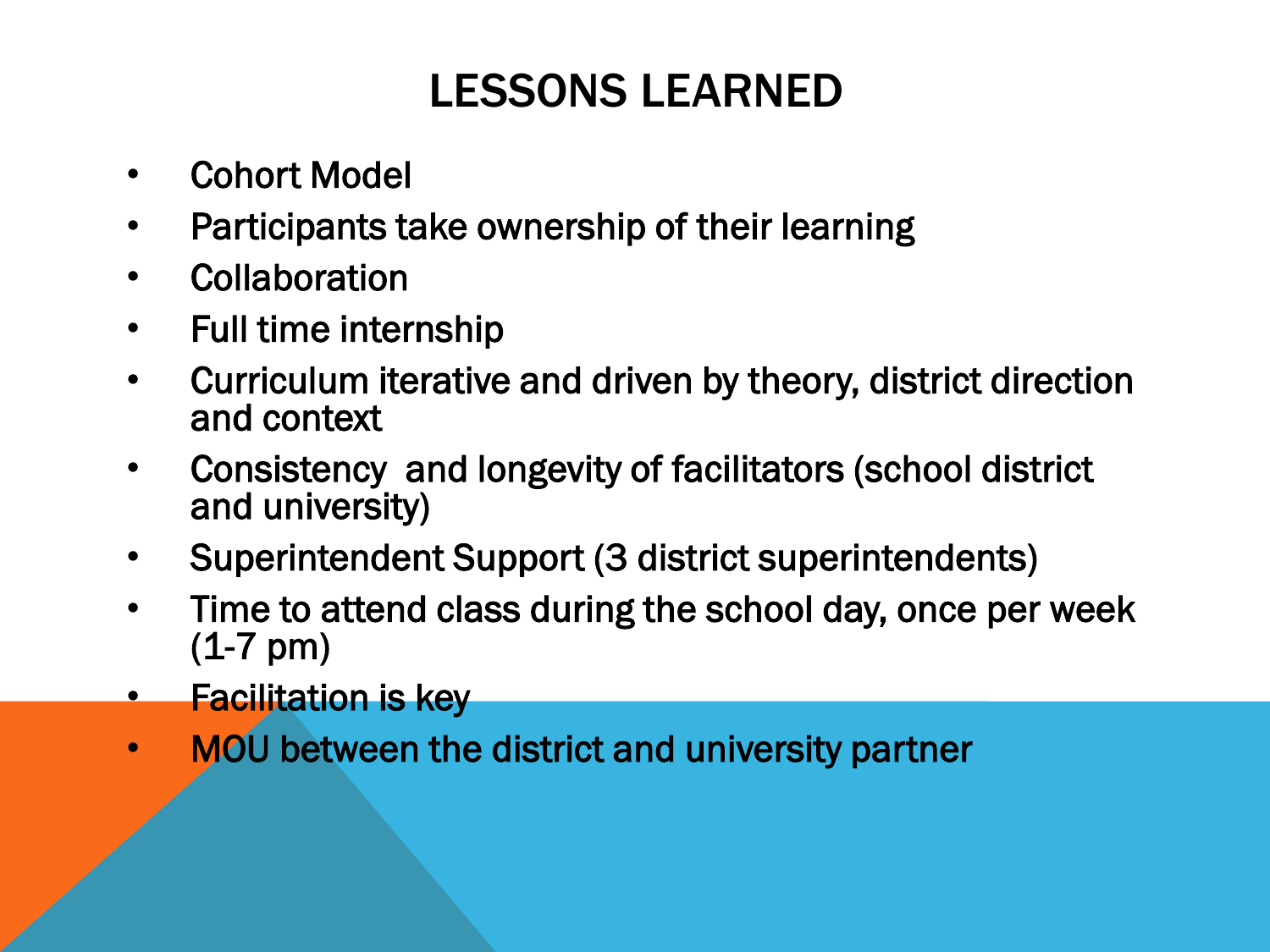# LESSONS LEARNED

- Cohort Model
- Participants take ownership of their learning
- Collaboration
- Full time internship
- Curriculum iterative and driven by theory, district direction and context
- Consistency  and longevity of facilitators (school district and university)
- Superintendent Support (3 district superintendents)
- Time to attend class during the school day, once per week (1-7 pm)
- Facilitation is key
- MOU between the district and university partner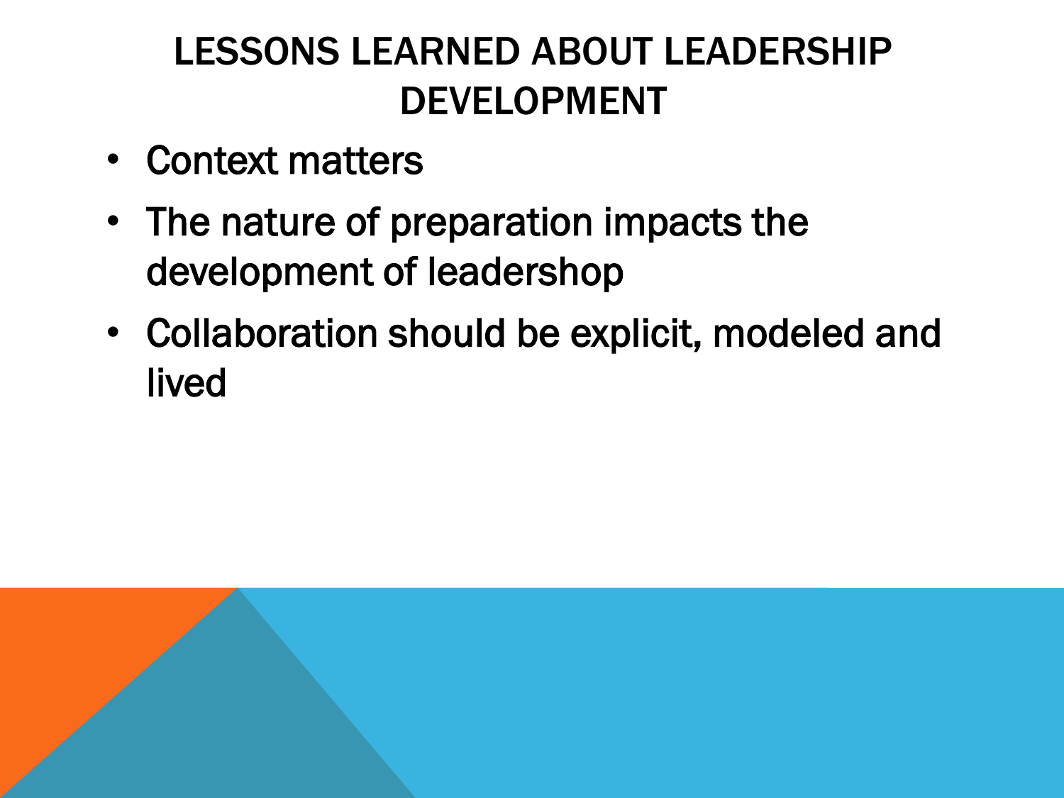# LESSONS LEARNED ABOUT LEADERSHIP DEVELOPMENT

- Context matters
- The nature of preparation impacts the development of leadershop
- Collaboration should be explicit, modeled and lived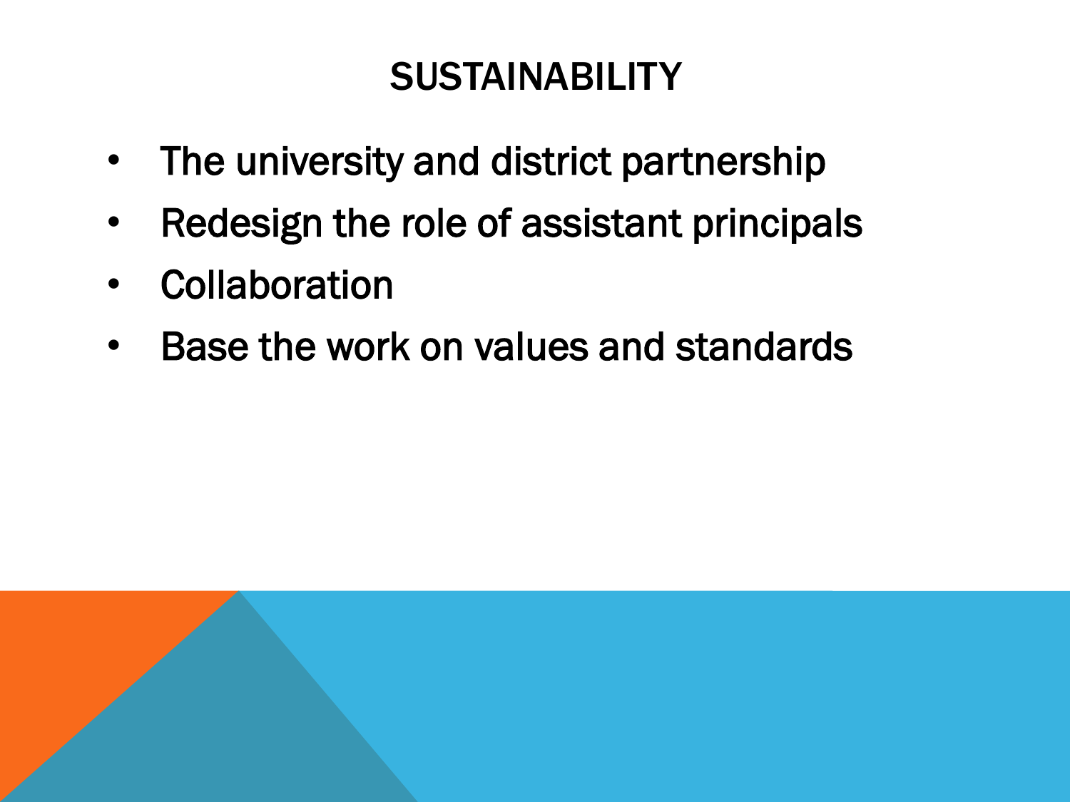# SUSTAINABILITY

- The university and district partnership
- Redesign the role of assistant principals
- Collaboration
- Base the work on values and standards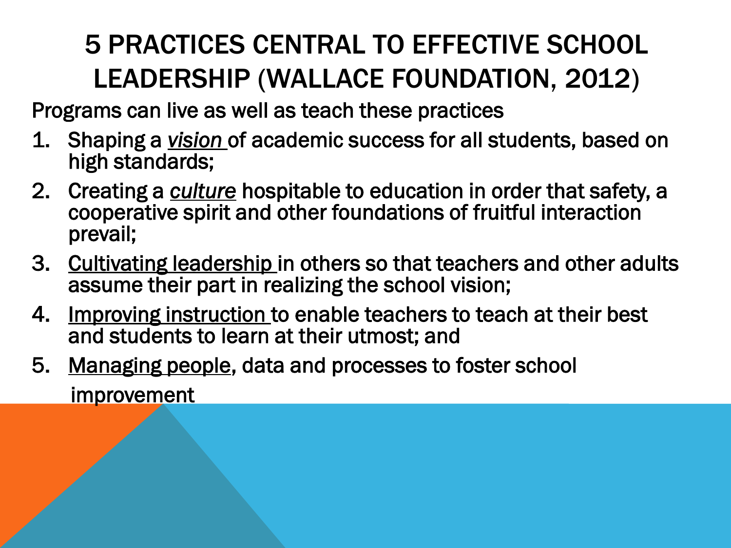# 5 PRACTICES CENTRAL TO EFFECTIVE SCHOOL LEADERSHIP (WALLACE FOUNDATION, 2012)

Programs can live as well as teach these practices

1. Shaping a *vision* of academic success for all students, based on high standards;
2. Creating a *culture* hospitable to education in order that safety, a cooperative spirit and other foundations of fruitful interaction prevail;
3. Cultivating leadership in others so that teachers and other adults assume their part in realizing the school vision;
4. Improving instruction to enable teachers to teach at their best and students to learn at their utmost; and
5. Managing people, data and processes to foster school improvement